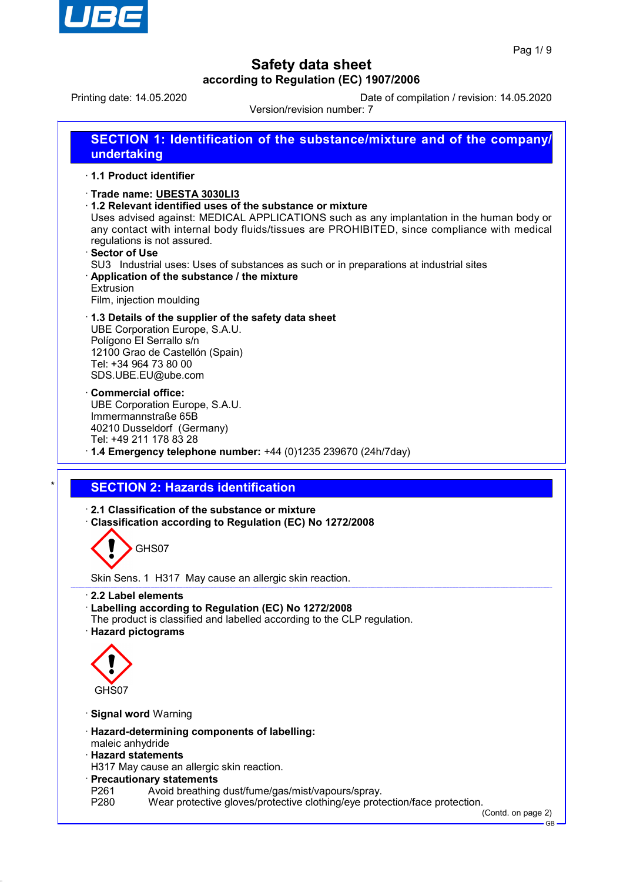# Safety data sheet
## according to Regulation (EC) 1907/2006

Printing date: 14.05.2020 Date of compilation / revision: 14.05.2020

Version/revision number: 7

## SECTION 1: Identification of the substance/mixture and of the company/ undertaking

· **1.1 Product identifier**

· **Trade name: UBESTA 3030LI3**

· **1.2 Relevant identified uses of the substance or mixture**

Uses advised against: MEDICAL APPLICATIONS such as any implantation in the human body or any contact with internal body fluids/tissues are PROHIBITED, since compliance with medical regulations is not assured.

· **Sector of Use**

SU3 Industrial uses: Uses of substances as such or in preparations at industrial sites

· **Application of the substance / the mixture**

Extrusion

Film, injection moulding

· **1.3 Details of the supplier of the safety data sheet**

UBE Corporation Europe, S.A.U.
Polígono El Serrallo s/n
12100 Grao de Castellón (Spain)
Tel: +34 964 73 80 00
SDS.UBE.EU@ube.com

· **Commercial office:**

UBE Corporation Europe, S.A.U.
Immermannstraße 65B
40210 Dusseldorf (Germany)
Tel: +49 211 178 83 28

· **1.4 Emergency telephone number:** +44 (0)1235 239670 (24h/7day)

## SECTION 2: Hazards identification

· **2.1 Classification of the substance or mixture**

· **Classification according to Regulation (EC) No 1272/2008**

GHS07

Skin Sens. 1 H317 May cause an allergic skin reaction.

· **2.2 Label elements**

· **Labelling according to Regulation (EC) No 1272/2008**

The product is classified and labelled according to the CLP regulation.

· **Hazard pictograms**

GHS07

· **Signal word** Warning

· **Hazard-determining components of labelling:**

maleic anhydride

· **Hazard statements**

H317 May cause an allergic skin reaction.

· **Precautionary statements**

P261 Avoid breathing dust/fume/gas/mist/vapours/spray.
P280 Wear protective gloves/protective clothing/eye protection/face protection.

(Contd. on page 2)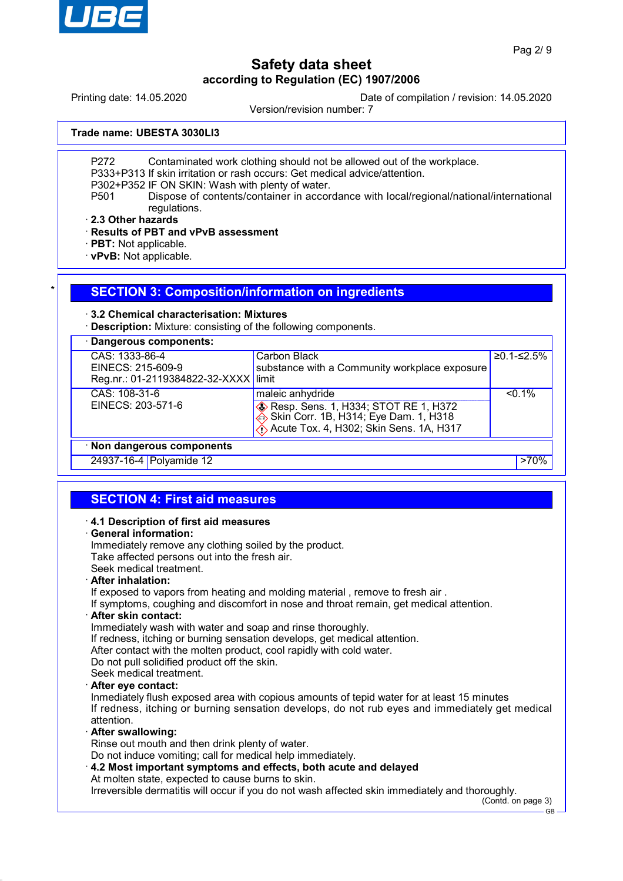Trade name: UBESTA 3030LI3

P272 Contaminated work clothing should not be allowed out of the workplace.
P333+P313 If skin irritation or rash occurs: Get medical advice/attention.
P302+P352 IF ON SKIN: Wash with plenty of water.
P501 Dispose of contents/container in accordance with local/regional/national/international regulations.

· **2.3 Other hazards**
· **Results of PBT and vPvB assessment**
· **PBT:** Not applicable.
· **vPvB:** Not applicable.

## SECTION 3: Composition/information on ingredients

· **3.2 Chemical characterisation: Mixtures**
· **Description:** Mixture: consisting of the following components.

· **Dangerous components:**

| Identifiers | Name / Classification | Concentration |
|---|---|---|
| CAS: 1333-86-4<br>EINECS: 215-609-9<br>Reg.nr.: 01-2119384822-32-XXXX | Carbon Black<br>substance with a Community workplace exposure limit | ≥0.1-≤2.5% |
| CAS: 108-31-6<br>EINECS: 203-571-6 | maleic anhydride<br>Resp. Sens. 1, H334; STOT RE 1, H372<br>Skin Corr. 1B, H314; Eye Dam. 1, H318<br>Acute Tox. 4, H302; Skin Sens. 1A, H317 | <0.1% |

· **Non dangerous components**

| CAS | Name | Concentration |
|---|---|---|
| 24937-16-4 | Polyamide 12 | >70% |

## SECTION 4: First aid measures

· **4.1 Description of first aid measures**
· **General information:**
Immediately remove any clothing soiled by the product.
Take affected persons out into the fresh air.
Seek medical treatment.
· **After inhalation:**
If exposed to vapors from heating and molding material , remove to fresh air .
If symptoms, coughing and discomfort in nose and throat remain, get medical attention.
· **After skin contact:**
Immediately wash with water and soap and rinse thoroughly.
If redness, itching or burning sensation develops, get medical attention.
After contact with the molten product, cool rapidly with cold water.
Do not pull solidified product off the skin.
Seek medical treatment.
· **After eye contact:**
Inmediately flush exposed area with copious amounts of tepid water for at least 15 minutes
If redness, itching or burning sensation develops, do not rub eyes and immediately get medical attention.
· **After swallowing:**
Rinse out mouth and then drink plenty of water.
Do not induce vomiting; call for medical help immediately.
· **4.2 Most important symptoms and effects, both acute and delayed**
At molten state, expected to cause burns to skin.
Irreversible dermatitis will occur if you do not wash affected skin immediately and thoroughly.

(Contd. on page 3)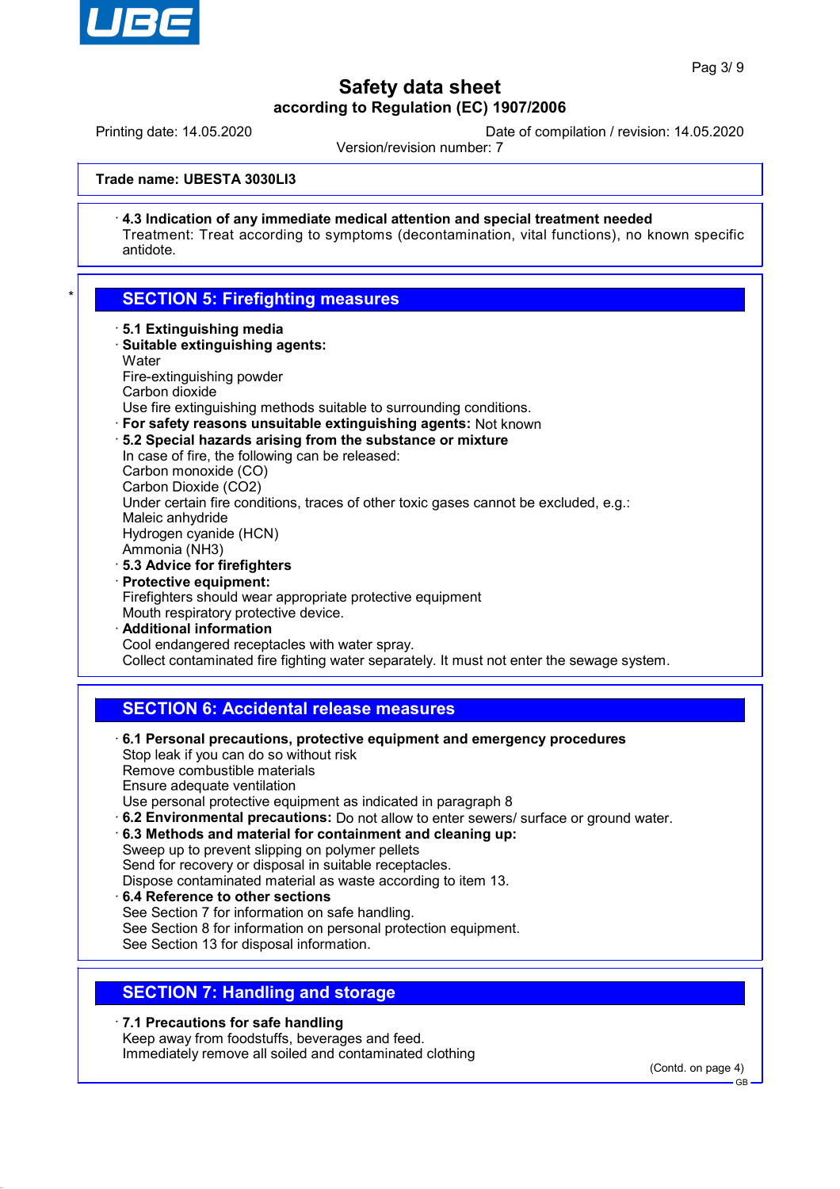**Trade name: UBESTA 3030LI3**

· **4.3 Indication of any immediate medical attention and special treatment needed**
Treatment: Treat according to symptoms (decontamination, vital functions), no known specific antidote.

## SECTION 5: Firefighting measures

· **5.1 Extinguishing media**
· **Suitable extinguishing agents:**
Water
Fire-extinguishing powder
Carbon dioxide
Use fire extinguishing methods suitable to surrounding conditions.
· **For safety reasons unsuitable extinguishing agents:** Not known
· **5.2 Special hazards arising from the substance or mixture**
In case of fire, the following can be released:
Carbon monoxide (CO)
Carbon Dioxide ($CO_2$)
Under certain fire conditions, traces of other toxic gases cannot be excluded, e.g.:
Maleic anhydride
Hydrogen cyanide (HCN)
Ammonia ($NH_3$)
· **5.3 Advice for firefighters**
· **Protective equipment:**
Firefighters should wear appropriate protective equipment
Mouth respiratory protective device.
· **Additional information**
Cool endangered receptacles with water spray.
Collect contaminated fire fighting water separately. It must not enter the sewage system.

## SECTION 6: Accidental release measures

· **6.1 Personal precautions, protective equipment and emergency procedures**
Stop leak if you can do so without risk
Remove combustible materials
Ensure adequate ventilation
Use personal protective equipment as indicated in paragraph 8
· **6.2 Environmental precautions:** Do not allow to enter sewers/ surface or ground water.
· **6.3 Methods and material for containment and cleaning up:**
Sweep up to prevent slipping on polymer pellets
Send for recovery or disposal in suitable receptacles.
Dispose contaminated material as waste according to item 13.
· **6.4 Reference to other sections**
See Section 7 for information on safe handling.
See Section 8 for information on personal protection equipment.
See Section 13 for disposal information.

## SECTION 7: Handling and storage

· **7.1 Precautions for safe handling**
Keep away from foodstuffs, beverages and feed.
Immediately remove all soiled and contaminated clothing

(Contd. on page 4)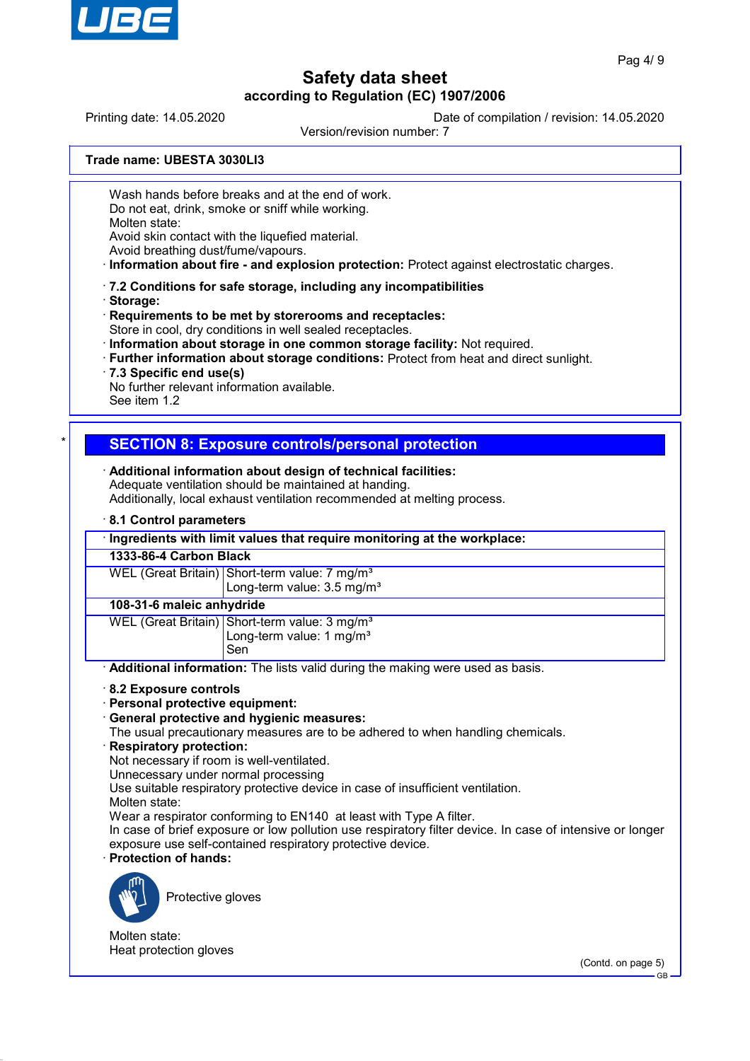Trade name: UBESTA 3030LI3

Wash hands before breaks and at the end of work.
Do not eat, drink, smoke or sniff while working.
Molten state:
Avoid skin contact with the liquefied material.
Avoid breathing dust/fume/vapours.

· **Information about fire - and explosion protection:** Protect against electrostatic charges.

· **7.2 Conditions for safe storage, including any incompatibilities**
· **Storage:**
· **Requirements to be met by storerooms and receptacles:**
Store in cool, dry conditions in well sealed receptacles.
· **Information about storage in one common storage facility:** Not required.
· **Further information about storage conditions:** Protect from heat and direct sunlight.
· **7.3 Specific end use(s)**
No further relevant information available.
See item 1.2

## SECTION 8: Exposure controls/personal protection

· **Additional information about design of technical facilities:**
Adequate ventilation should be maintained at handing.
Additionally, local exhaust ventilation recommended at melting process.

· **8.1 Control parameters**

| · Ingredients with limit values that require monitoring at the workplace: | |
|---|---|
| **1333-86-4 Carbon Black** | |
| WEL (Great Britain) | Short-term value: 7 mg/m³<br>Long-term value: 3.5 mg/m³ |
| **108-31-6 maleic anhydride** | |
| WEL (Great Britain) | Short-term value: 3 mg/m³<br>Long-term value: 1 mg/m³<br>Sen |

· **Additional information:** The lists valid during the making were used as basis.

· **8.2 Exposure controls**
· **Personal protective equipment:**
· **General protective and hygienic measures:**
The usual precautionary measures are to be adhered to when handling chemicals.
· **Respiratory protection:**
Not necessary if room is well-ventilated.
Unnecessary under normal processing
Use suitable respiratory protective device in case of insufficient ventilation.
Molten state:
Wear a respirator conforming to EN140 at least with Type A filter.
In case of brief exposure or low pollution use respiratory filter device. In case of intensive or longer exposure use self-contained respiratory protective device.
· **Protection of hands:**

Protective gloves

Molten state:
Heat protection gloves

(Contd. on page 5)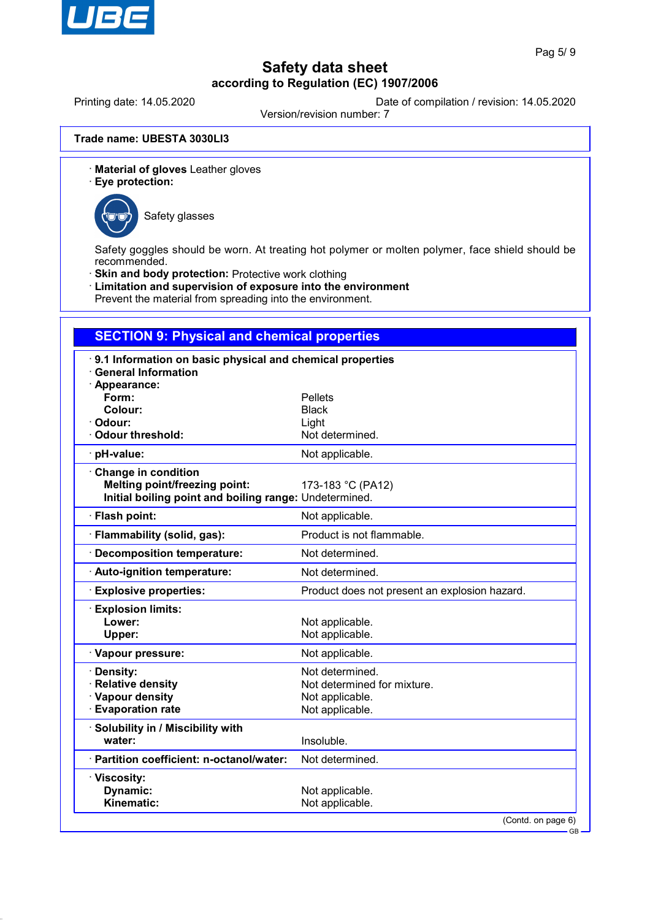**Trade name: UBESTA 3030LI3**

· **Material of gloves** Leather gloves

· **Eye protection:**

Safety glasses

Safety goggles should be worn. At treating hot polymer or molten polymer, face shield should be recommended.

· **Skin and body protection:** Protective work clothing

· **Limitation and supervision of exposure into the environment**
Prevent the material from spreading into the environment.

## SECTION 9: Physical and chemical properties

· **9.1 Information on basic physical and chemical properties**

· **General Information**

| Property | Value |
|---|---|
| · **Appearance:** | |
| **Form:** | Pellets |
| **Colour:** | Black |
| · **Odour:** | Light |
| · **Odour threshold:** | Not determined. |
| · **pH-value:** | Not applicable. |
| · **Change in condition** | |
| **Melting point/freezing point:** | 173-183 °C (PA12) |
| **Initial boiling point and boiling range:** | Undetermined. |
| · **Flash point:** | Not applicable. |
| · **Flammability (solid, gas):** | Product is not flammable. |
| · **Decomposition temperature:** | Not determined. |
| · **Auto-ignition temperature:** | Not determined. |
| · **Explosive properties:** | Product does not present an explosion hazard. |
| · **Explosion limits:** | |
| **Lower:** | Not applicable. |
| **Upper:** | Not applicable. |
| · **Vapour pressure:** | Not applicable. |
| · **Density:** | Not determined. |
| · **Relative density** | Not determined for mixture. |
| · **Vapour density** | Not applicable. |
| · **Evaporation rate** | Not applicable. |
| · **Solubility in / Miscibility with** | |
| **water:** | Insoluble. |
| · **Partition coefficient: n-octanol/water:** | Not determined. |
| · **Viscosity:** | |
| **Dynamic:** | Not applicable. |
| **Kinematic:** | Not applicable. |

(Contd. on page 6)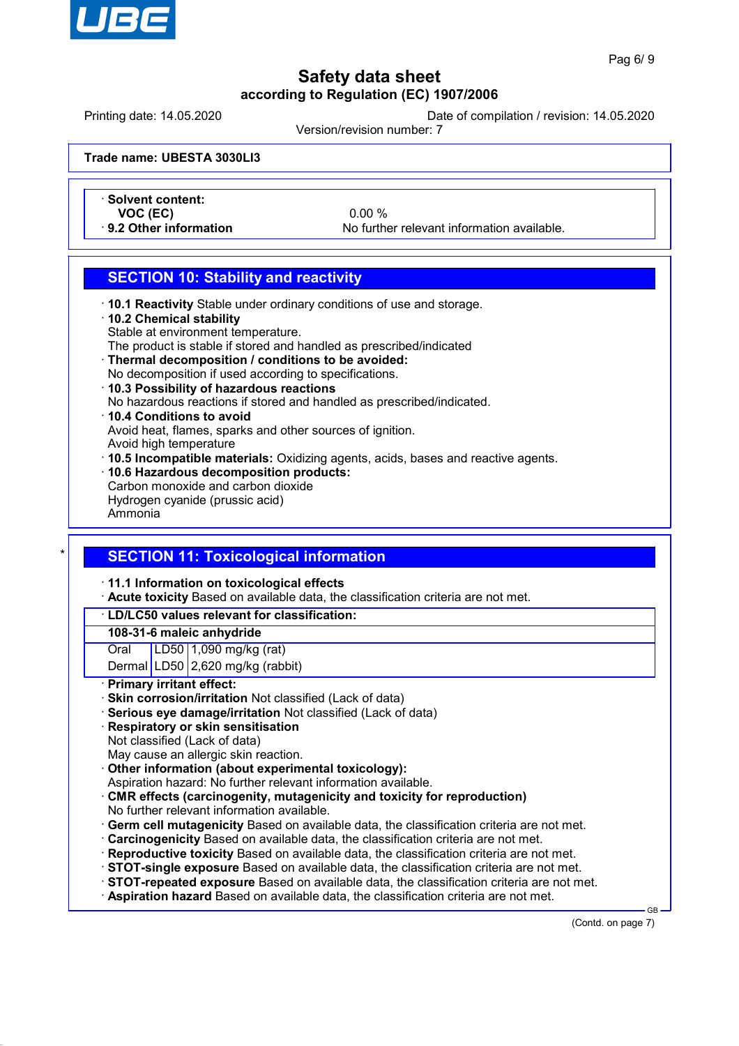**Trade name: UBESTA 3030LI3**

- **Solvent content:**
  - **VOC (EC)** 0.00 %
- **9.2 Other information** No further relevant information available.

## SECTION 10: Stability and reactivity

- **10.1 Reactivity** Stable under ordinary conditions of use and storage.
- **10.2 Chemical stability**
  Stable at environment temperature.
  The product is stable if stored and handled as prescribed/indicated
- **Thermal decomposition / conditions to be avoided:**
  No decomposition if used according to specifications.
- **10.3 Possibility of hazardous reactions**
  No hazardous reactions if stored and handled as prescribed/indicated.
- **10.4 Conditions to avoid**
  Avoid heat, flames, sparks and other sources of ignition.
  Avoid high temperature
- **10.5 Incompatible materials:** Oxidizing agents, acids, bases and reactive agents.
- **10.6 Hazardous decomposition products:**
  Carbon monoxide and carbon dioxide
  Hydrogen cyanide (prussic acid)
  Ammonia

## SECTION 11: Toxicological information

- **11.1 Information on toxicological effects**
- **Acute toxicity** Based on available data, the classification criteria are not met.

| LD/LC50 values relevant for classification: | | |
|---|---|---|
| **108-31-6 maleic anhydride** | | |
| Oral | LD50 | 1,090 mg/kg (rat) |
| Dermal | LD50 | 2,620 mg/kg (rabbit) |

- **Primary irritant effect:**
- **Skin corrosion/irritation** Not classified (Lack of data)
- **Serious eye damage/irritation** Not classified (Lack of data)
- **Respiratory or skin sensitisation**
  Not classified (Lack of data)
  May cause an allergic skin reaction.
- **Other information (about experimental toxicology):**
  Aspiration hazard: No further relevant information available.
- **CMR effects (carcinogenity, mutagenicity and toxicity for reproduction)**
  No further relevant information available.
- **Germ cell mutagenicity** Based on available data, the classification criteria are not met.
- **Carcinogenicity** Based on available data, the classification criteria are not met.
- **Reproductive toxicity** Based on available data, the classification criteria are not met.
- **STOT-single exposure** Based on available data, the classification criteria are not met.
- **STOT-repeated exposure** Based on available data, the classification criteria are not met.
- **Aspiration hazard** Based on available data, the classification criteria are not met.

(Contd. on page 7)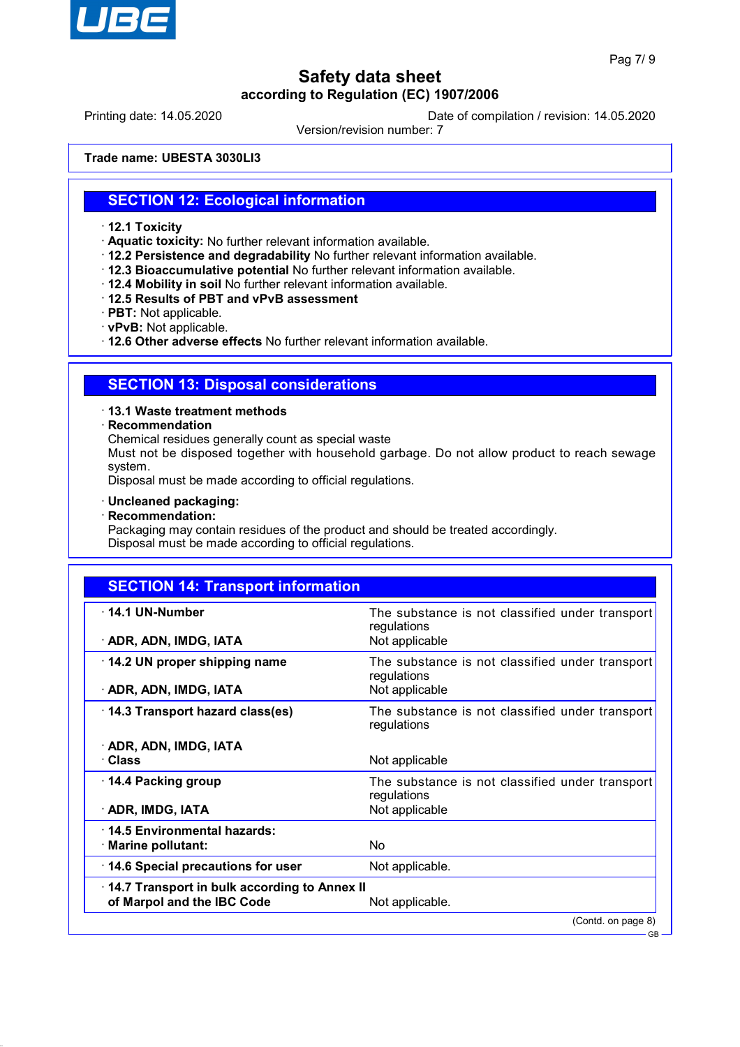Trade name: **UBESTA 3030LI3**

## SECTION 12: Ecological information

· **12.1 Toxicity**
· **Aquatic toxicity:** No further relevant information available.
· **12.2 Persistence and degradability** No further relevant information available.
· **12.3 Bioaccumulative potential** No further relevant information available.
· **12.4 Mobility in soil** No further relevant information available.
· **12.5 Results of PBT and vPvB assessment**
· **PBT:** Not applicable.
· **vPvB:** Not applicable.
· **12.6 Other adverse effects** No further relevant information available.

## SECTION 13: Disposal considerations

· **13.1 Waste treatment methods**
· **Recommendation**
Chemical residues generally count as special waste
Must not be disposed together with household garbage. Do not allow product to reach sewage system.
Disposal must be made according to official regulations.

· **Uncleaned packaging:**
· **Recommendation:**
Packaging may contain residues of the product and should be treated accordingly.
Disposal must be made according to official regulations.

## SECTION 14: Transport information

| | |
|---|---|
| · **14.1 UN-Number** | The substance is not classified under transport regulations |
| · **ADR, ADN, IMDG, IATA** | Not applicable |
| · **14.2 UN proper shipping name** | The substance is not classified under transport regulations |
| · **ADR, ADN, IMDG, IATA** | Not applicable |
| · **14.3 Transport hazard class(es)** | The substance is not classified under transport regulations |
| · **ADR, ADN, IMDG, IATA** | |
| · **Class** | Not applicable |
| · **14.4 Packing group** | The substance is not classified under transport regulations |
| · **ADR, IMDG, IATA** | Not applicable |
| · **14.5 Environmental hazards:** | |
| · **Marine pollutant:** | No |
| · **14.6 Special precautions for user** | Not applicable. |
| · **14.7 Transport in bulk according to Annex II of Marpol and the IBC Code** | Not applicable. |

(Contd. on page 8)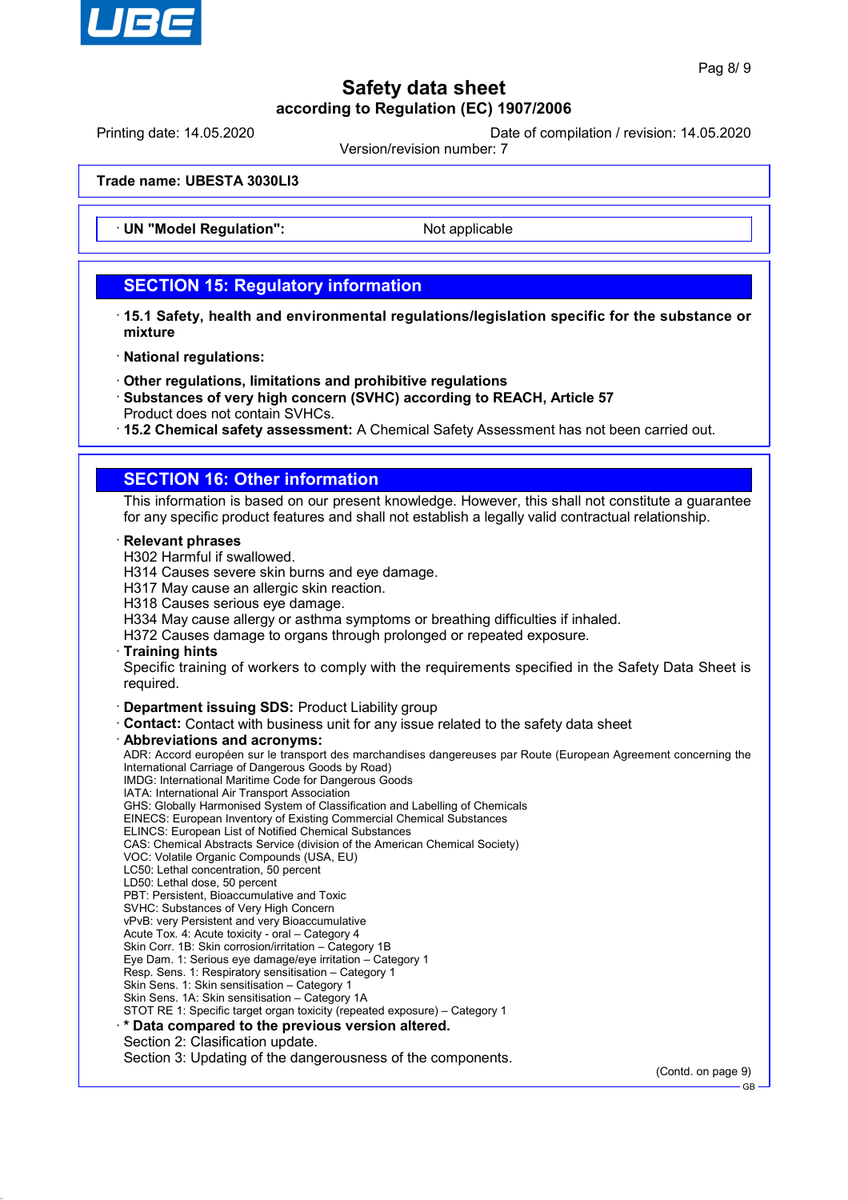**Trade name: UBESTA 3030LI3**

· **UN "Model Regulation":** Not applicable

## SECTION 15: Regulatory information

· **15.1 Safety, health and environmental regulations/legislation specific for the substance or mixture**

· **National regulations:**

· **Other regulations, limitations and prohibitive regulations**
· **Substances of very high concern (SVHC) according to REACH, Article 57**
Product does not contain SVHCs.
· **15.2 Chemical safety assessment:** A Chemical Safety Assessment has not been carried out.

## SECTION 16: Other information

This information is based on our present knowledge. However, this shall not constitute a guarantee for any specific product features and shall not establish a legally valid contractual relationship.

· **Relevant phrases**
H302 Harmful if swallowed.
H314 Causes severe skin burns and eye damage.
H317 May cause an allergic skin reaction.
H318 Causes serious eye damage.
H334 May cause allergy or asthma symptoms or breathing difficulties if inhaled.
H372 Causes damage to organs through prolonged or repeated exposure.
· **Training hints**
Specific training of workers to comply with the requirements specified in the Safety Data Sheet is required.

· **Department issuing SDS:** Product Liability group
· **Contact:** Contact with business unit for any issue related to the safety data sheet
· **Abbreviations and acronyms:**
ADR: Accord européen sur le transport des marchandises dangereuses par Route (European Agreement concerning the International Carriage of Dangerous Goods by Road)
IMDG: International Maritime Code for Dangerous Goods
IATA: International Air Transport Association
GHS: Globally Harmonised System of Classification and Labelling of Chemicals
EINECS: European Inventory of Existing Commercial Chemical Substances
ELINCS: European List of Notified Chemical Substances
CAS: Chemical Abstracts Service (division of the American Chemical Society)
VOC: Volatile Organic Compounds (USA, EU)
LC50: Lethal concentration, 50 percent
LD50: Lethal dose, 50 percent
PBT: Persistent, Bioaccumulative and Toxic
SVHC: Substances of Very High Concern
vPvB: very Persistent and very Bioaccumulative
Acute Tox. 4: Acute toxicity - oral – Category 4
Skin Corr. 1B: Skin corrosion/irritation – Category 1B
Eye Dam. 1: Serious eye damage/eye irritation – Category 1
Resp. Sens. 1: Respiratory sensitisation – Category 1
Skin Sens. 1: Skin sensitisation – Category 1
Skin Sens. 1A: Skin sensitisation – Category 1A
STOT RE 1: Specific target organ toxicity (repeated exposure) – Category 1
· **\* Data compared to the previous version altered.**
Section 2: Clasification update.
Section 3: Updating of the dangerousness of the components.

(Contd. on page 9)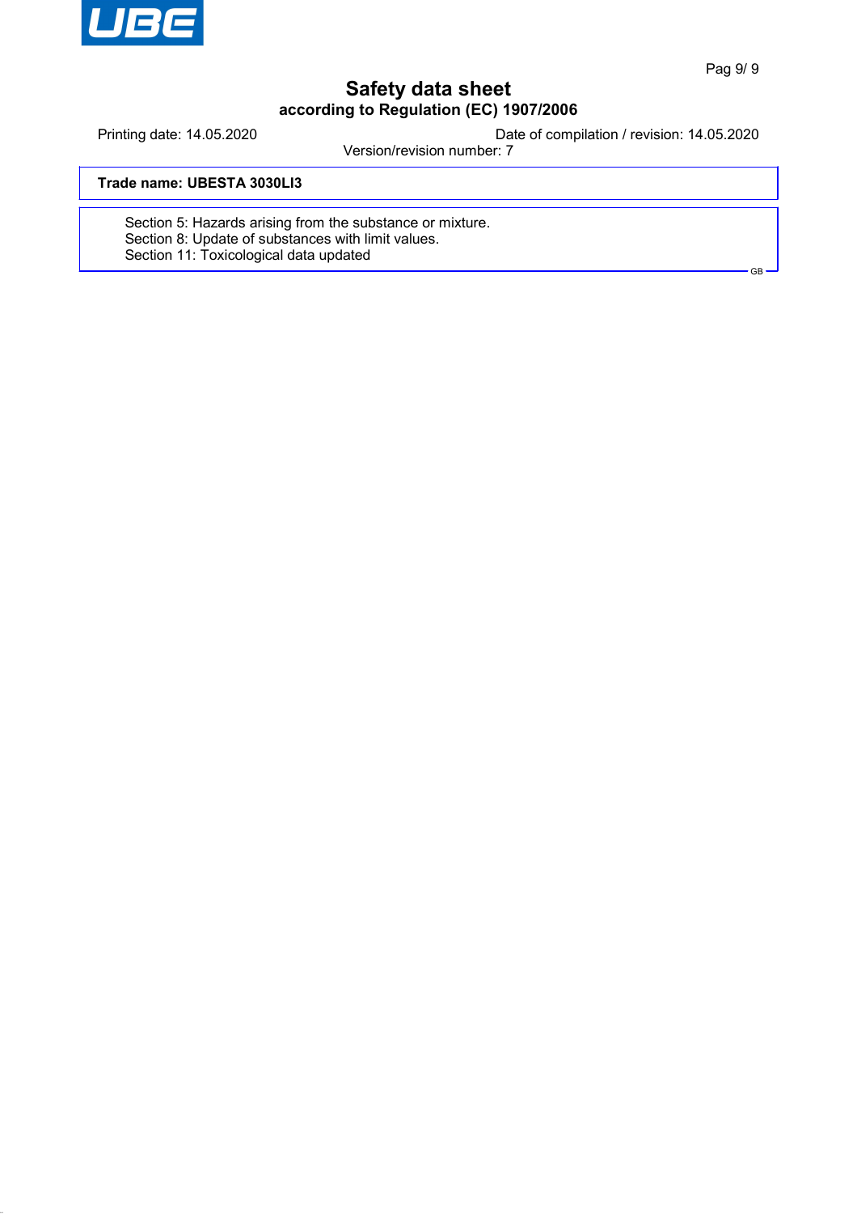Section 5: Hazards arising from the substance or mixture.
Section 8: Update of substances with limit values.
Section 11: Toxicological data updated